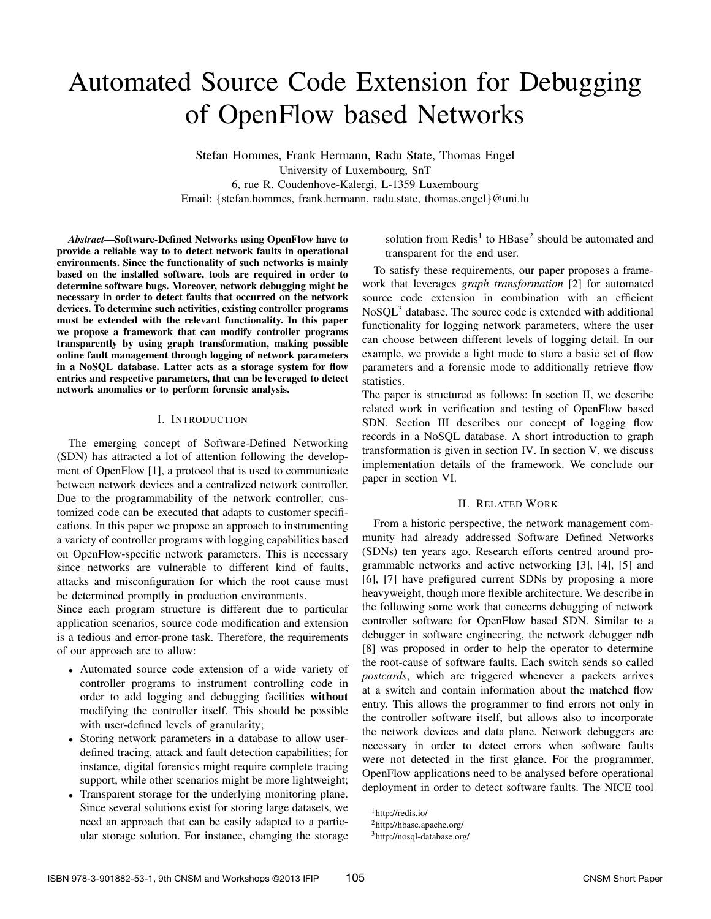# Automated Source Code Extension for Debugging of OpenFlow based Networks

Stefan Hommes, Frank Hermann, Radu State, Thomas Engel
University of Luxembourg, SnT
6, rue R. Coudenhove-Kalergi, L-1359 Luxembourg
Email: {stefan.hommes, frank.hermann, radu.state, thomas.engel}@uni.lu

***Abstract*—Software-Defined Networks using OpenFlow have to provide a reliable way to to detect network faults in operational environments. Since the functionality of such networks is mainly based on the installed software, tools are required in order to determine software bugs. Moreover, network debugging might be necessary in order to detect faults that occurred on the network devices. To determine such activities, existing controller programs must be extended with the relevant functionality. In this paper we propose a framework that can modify controller programs transparently by using graph transformation, making possible online fault management through logging of network parameters in a NoSQL database. Latter acts as a storage system for flow entries and respective parameters, that can be leveraged to detect network anomalies or to perform forensic analysis.**

## I. Introduction

The emerging concept of Software-Defined Networking (SDN) has attracted a lot of attention following the development of OpenFlow [1], a protocol that is used to communicate between network devices and a centralized network controller. Due to the programmability of the network controller, customized code can be executed that adapts to customer specifications. In this paper we propose an approach to instrumenting a variety of controller programs with logging capabilities based on OpenFlow-specific network parameters. This is necessary since networks are vulnerable to different kind of faults, attacks and misconfiguration for which the root cause must be determined promptly in production environments.

Since each program structure is different due to particular application scenarios, source code modification and extension is a tedious and error-prone task. Therefore, the requirements of our approach are to allow:

- Automated source code extension of a wide variety of controller programs to instrument controlling code in order to add logging and debugging facilities **without** modifying the controller itself. This should be possible with user-defined levels of granularity;
- Storing network parameters in a database to allow user-defined tracing, attack and fault detection capabilities; for instance, digital forensics might require complete tracing support, while other scenarios might be more lightweight;
- Transparent storage for the underlying monitoring plane. Since several solutions exist for storing large datasets, we need an approach that can be easily adapted to a particular storage solution. For instance, changing the storage solution from Redis[1] to HBase[2] should be automated and transparent for the end user.

To satisfy these requirements, our paper proposes a framework that leverages *graph transformation* [2] for automated source code extension in combination with an efficient NoSQL[3] database. The source code is extended with additional functionality for logging network parameters, where the user can choose between different levels of logging detail. In our example, we provide a light mode to store a basic set of flow parameters and a forensic mode to additionally retrieve flow statistics.

The paper is structured as follows: In section II, we describe related work in verification and testing of OpenFlow based SDN. Section III describes our concept of logging flow records in a NoSQL database. A short introduction to graph transformation is given in section IV. In section V, we discuss implementation details of the framework. We conclude our paper in section VI.

## II. Related Work

From a historic perspective, the network management community had already addressed Software Defined Networks (SDNs) ten years ago. Research efforts centred around programmable networks and active networking [3], [4], [5] and [6], [7] have prefigured current SDNs by proposing a more heavyweight, though more flexible architecture. We describe in the following some work that concerns debugging of network controller software for OpenFlow based SDN. Similar to a debugger in software engineering, the network debugger ndb [8] was proposed in order to help the operator to determine the root-cause of software faults. Each switch sends so called *postcards*, which are triggered whenever a packets arrives at a switch and contain information about the matched flow entry. This allows the programmer to find errors not only in the controller software itself, but allows also to incorporate the network devices and data plane. Network debuggers are necessary in order to detect errors when software faults were not detected in the first glance. For the programmer, OpenFlow applications need to be analysed before operational deployment in order to detect software faults. The NICE tool

[1] http://redis.io/
[2] http://hbase.apache.org/
[3] http://nosql-database.org/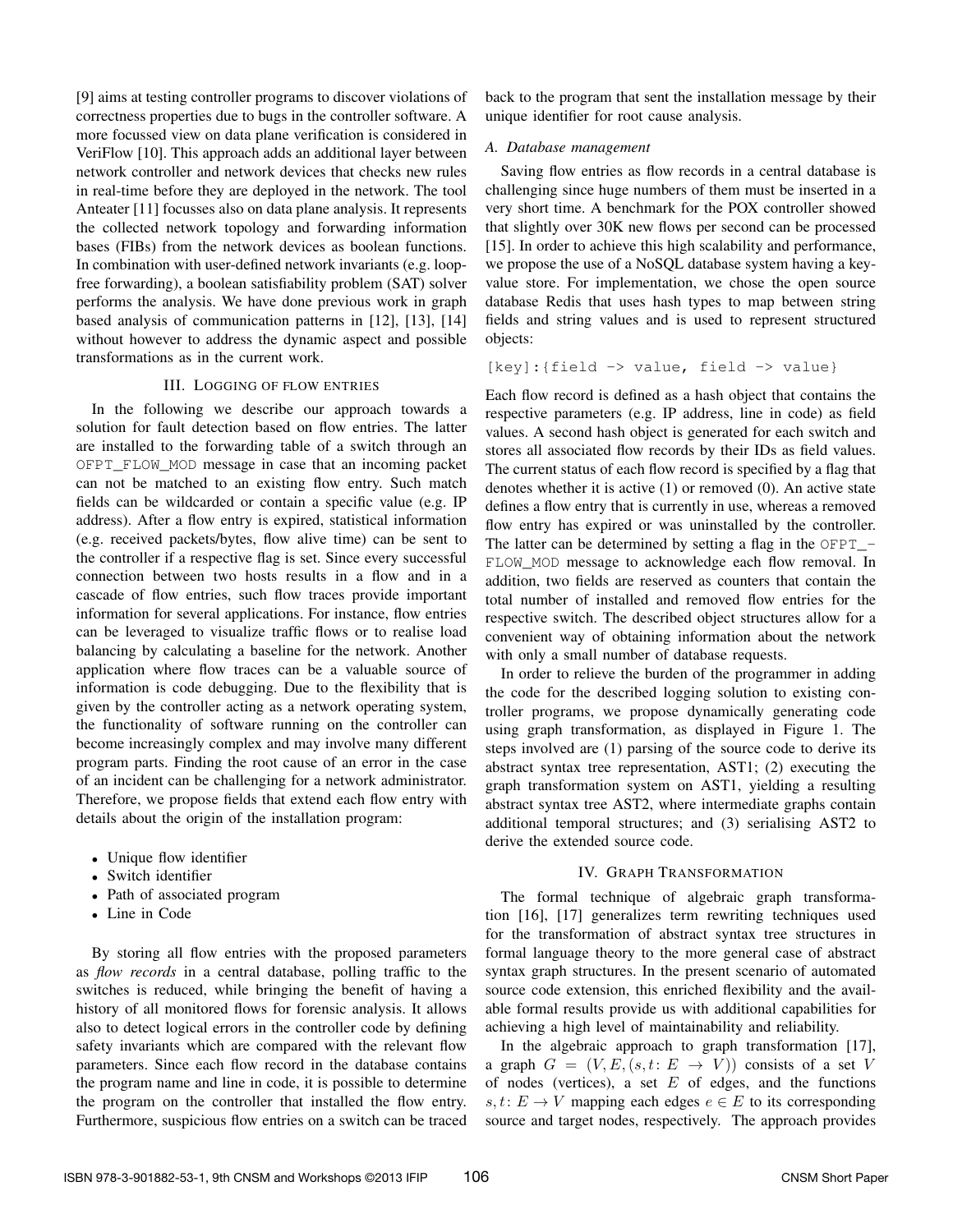[9] aims at testing controller programs to discover violations of correctness properties due to bugs in the controller software. A more focussed view on data plane verification is considered in VeriFlow [10]. This approach adds an additional layer between network controller and network devices that checks new rules in real-time before they are deployed in the network. The tool Anteater [11] focusses also on data plane analysis. It represents the collected network topology and forwarding information bases (FIBs) from the network devices as boolean functions. In combination with user-defined network invariants (e.g. loop-free forwarding), a boolean satisfiability problem (SAT) solver performs the analysis. We have done previous work in graph based analysis of communication patterns in [12], [13], [14] without however to address the dynamic aspect and possible transformations as in the current work.

## III. Logging of flow entries

In the following we describe our approach towards a solution for fault detection based on flow entries. The latter are installed to the forwarding table of a switch through an `OFPT_FLOW_MOD` message in case that an incoming packet can not be matched to an existing flow entry. Such match fields can be wildcarded or contain a specific value (e.g. IP address). After a flow entry is expired, statistical information (e.g. received packets/bytes, flow alive time) can be sent to the controller if a respective flag is set. Since every successful connection between two hosts results in a flow and in a cascade of flow entries, such flow traces provide important information for several applications. For instance, flow entries can be leveraged to visualize traffic flows or to realise load balancing by calculating a baseline for the network. Another application where flow traces can be a valuable source of information is code debugging. Due to the flexibility that is given by the controller acting as a network operating system, the functionality of software running on the controller can become increasingly complex and may involve many different program parts. Finding the root cause of an error in the case of an incident can be challenging for a network administrator. Therefore, we propose fields that extend each flow entry with details about the origin of the installation program:

- Unique flow identifier
- Switch identifier
- Path of associated program
- Line in Code

By storing all flow entries with the proposed parameters as *flow records* in a central database, polling traffic to the switches is reduced, while bringing the benefit of having a history of all monitored flows for forensic analysis. It allows also to detect logical errors in the controller code by defining safety invariants which are compared with the relevant flow parameters. Since each flow record in the database contains the program name and line in code, it is possible to determine the program on the controller that installed the flow entry. Furthermore, suspicious flow entries on a switch can be traced back to the program that sent the installation message by their unique identifier for root cause analysis.

### A. Database management

Saving flow entries as flow records in a central database is challenging since huge numbers of them must be inserted in a very short time. A benchmark for the POX controller showed that slightly over 30K new flows per second can be processed [15]. In order to achieve this high scalability and performance, we propose the use of a NoSQL database system having a key-value store. For implementation, we chose the open source database Redis that uses hash types to map between string fields and string values and is used to represent structured objects:

```
[key]:{field -> value, field -> value}
```

Each flow record is defined as a hash object that contains the respective parameters (e.g. IP address, line in code) as field values. A second hash object is generated for each switch and stores all associated flow records by their IDs as field values. The current status of each flow record is specified by a flag that denotes whether it is active (1) or removed (0). An active state defines a flow entry that is currently in use, whereas a removed flow entry has expired or was uninstalled by the controller. The latter can be determined by setting a flag in the `OFPT_FLOW_MOD` message to acknowledge each flow removal. In addition, two fields are reserved as counters that contain the total number of installed and removed flow entries for the respective switch. The described object structures allow for a convenient way of obtaining information about the network with only a small number of database requests.

In order to relieve the burden of the programmer in adding the code for the described logging solution to existing controller programs, we propose dynamically generating code using graph transformation, as displayed in Figure 1. The steps involved are (1) parsing of the source code to derive its abstract syntax tree representation, AST1; (2) executing the graph transformation system on AST1, yielding a resulting abstract syntax tree AST2, where intermediate graphs contain additional temporal structures; and (3) serialising AST2 to derive the extended source code.

## IV. Graph Transformation

The formal technique of algebraic graph transformation [16], [17] generalizes term rewriting techniques used for the transformation of abstract syntax tree structures in formal language theory to the more general case of abstract syntax graph structures. In the present scenario of automated source code extension, this enriched flexibility and the available formal results provide us with additional capabilities for achieving a high level of maintainability and reliability.

In the algebraic approach to graph transformation [17], a graph $G = (V, E, (s, t\colon E \to V))$ consists of a set $V$ of nodes (vertices), a set $E$ of edges, and the functions $s, t\colon E \to V$ mapping each edges $e \in E$ to its corresponding source and target nodes, respectively. The approach provides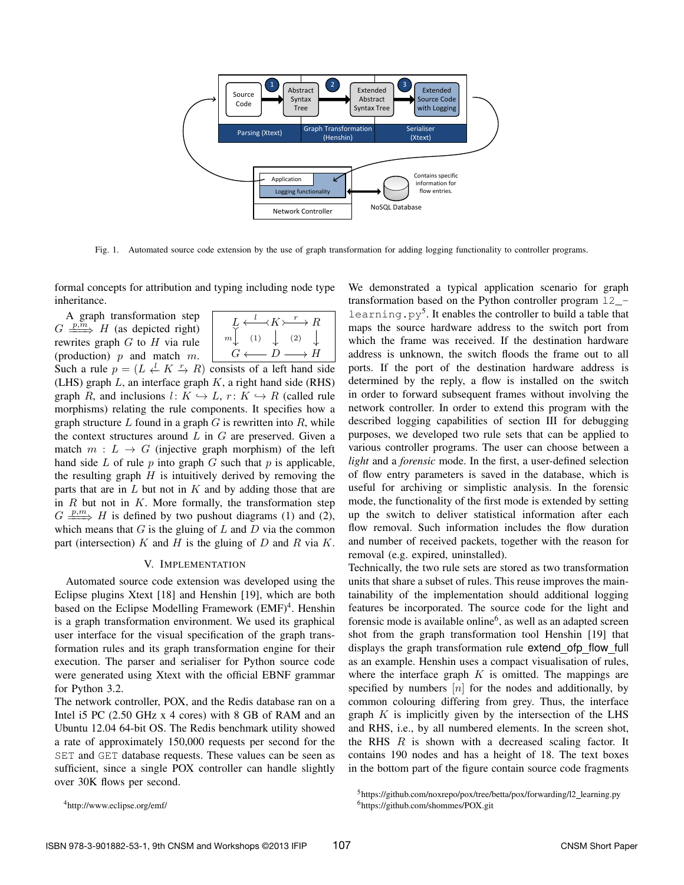Fig. 1. Automated source code extension by the use of graph transformation for adding logging functionality to controller programs.

formal concepts for attribution and typing including node type inheritance.

A graph transformation step $G \xRightarrow{p,m} H$ (as depicted right) rewrites graph $G$ to $H$ via rule (production) $p$ and match $m$. Such a rule $p = (L \overset{l}{\leftarrow} K \overset{r}{\rightarrow} R)$ consists of a left hand side (LHS) graph $L$, an interface graph $K$, a right hand side (RHS) graph $R$, and inclusions $l\colon K \hookrightarrow L$, $r\colon K \hookrightarrow R$ (called rule morphisms) relating the rule components. It specifies how a graph structure $L$ found in a graph $G$ is rewritten into $R$, while the context structures around $L$ in $G$ are preserved. Given a match $m : L \rightarrow G$ (injective graph morphism) of the left hand side $L$ of rule $p$ into graph $G$ such that $p$ is applicable, the resulting graph $H$ is intuitively derived by removing the parts that are in $L$ but not in $K$ and by adding those that are in $R$ but not in $K$. More formally, the transformation step $G \xRightarrow{p,m} H$ is defined by two pushout diagrams (1) and (2), which means that $G$ is the gluing of $L$ and $D$ via the common part (intersection) $K$ and $H$ is the gluing of $D$ and $R$ via $K$.

$$\begin{array}{ccccc} L & \xleftarrow{l} & K & \xrightarrow{r} & R \\ {\scriptstyle m}\downarrow & (1) & \downarrow & (2) & \downarrow \\ G & \longleftarrow & D & \longrightarrow & H \end{array}$$

## V. Implementation

Automated source code extension was developed using the Eclipse plugins Xtext [18] and Henshin [19], which are both based on the Eclipse Modelling Framework (EMF)[4]. Henshin is a graph transformation environment. We used its graphical user interface for the visual specification of the graph transformation rules and its graph transformation engine for their execution. The parser and serialiser for Python source code were generated using Xtext with the official EBNF grammar for Python 3.2.

The network controller, POX, and the Redis database ran on a Intel i5 PC (2.50 GHz x 4 cores) with 8 GB of RAM and an Ubuntu 12.04 64-bit OS. The Redis benchmark utility showed a rate of approximately 150,000 requests per second for the `SET` and `GET` database requests. These values can be seen as sufficient, since a single POX controller can handle slightly over 30K flows per second.

We demonstrated a typical application scenario for graph transformation based on the Python controller program `l2_learning.py`[5]. It enables the controller to build a table that maps the source hardware address to the switch port from which the frame was received. If the destination hardware address is unknown, the switch floods the frame out to all ports. If the port of the destination hardware address is determined by the reply, a flow is installed on the switch in order to forward subsequent frames without involving the network controller. In order to extend this program with the described logging capabilities of section III for debugging purposes, we developed two rule sets that can be applied to various controller programs. The user can choose between a *light* and a *forensic* mode. In the first, a user-defined selection of flow entry parameters is saved in the database, which is useful for archiving or simplistic analysis. In the forensic mode, the functionality of the first mode is extended by setting up the switch to deliver statistical information after each flow removal. Such information includes the flow duration and number of received packets, together with the reason for removal (e.g. expired, uninstalled).

Technically, the two rule sets are stored as two transformation units that share a subset of rules. This reuse improves the maintainability of the implementation should additional logging features be incorporated. The source code for the light and forensic mode is available online[6], as well as an adapted screen shot from the graph transformation tool Henshin [19] that displays the graph transformation rule extend_ofp_flow_full as an example. Henshin uses a compact visualisation of rules, where the interface graph $K$ is omitted. The mappings are specified by numbers $[n]$ for the nodes and additionally, by common colouring differing from grey. Thus, the interface graph $K$ is implicitly given by the intersection of the LHS and RHS, i.e., by all numbered elements. In the screen shot, the RHS $R$ is shown with a decreased scaling factor. It contains 190 nodes and has a height of 18. The text boxes in the bottom part of the figure contain source code fragments

[4] http://www.eclipse.org/emf/

[5] https://github.com/noxrepo/pox/tree/betta/pox/forwarding/l2_learning.py

[6] https://github.com/shommes/POX.git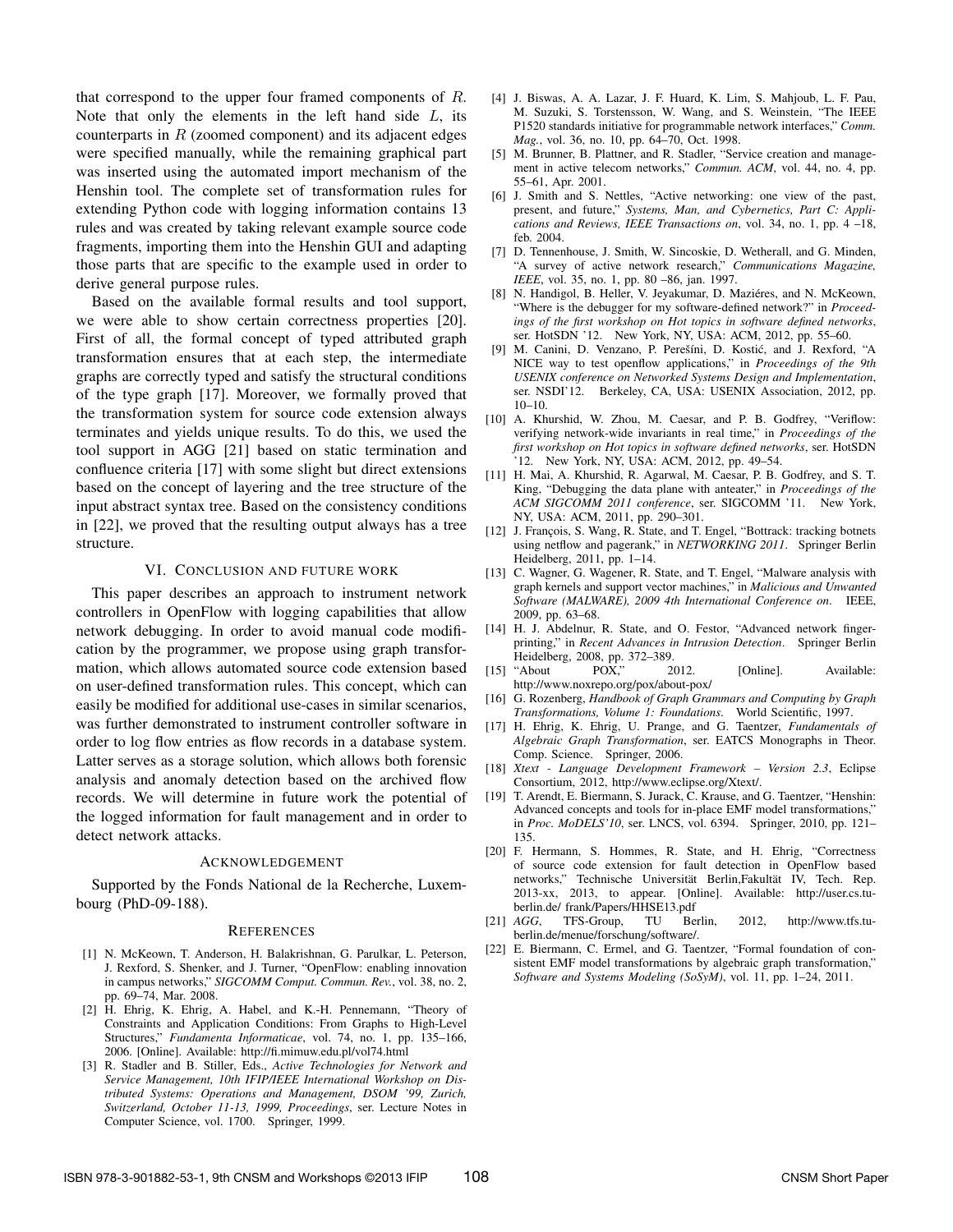that correspond to the upper four framed components of $R$. Note that only the elements in the left hand side $L$, its counterparts in $R$ (zoomed component) and its adjacent edges were specified manually, while the remaining graphical part was inserted using the automated import mechanism of the Henshin tool. The complete set of transformation rules for extending Python code with logging information contains 13 rules and was created by taking relevant example source code fragments, importing them into the Henshin GUI and adapting those parts that are specific to the example used in order to derive general purpose rules.

Based on the available formal results and tool support, we were able to show certain correctness properties [20]. First of all, the formal concept of typed attributed graph transformation ensures that at each step, the intermediate graphs are correctly typed and satisfy the structural conditions of the type graph [17]. Moreover, we formally proved that the transformation system for source code extension always terminates and yields unique results. To do this, we used the tool support in AGG [21] based on static termination and confluence criteria [17] with some slight but direct extensions based on the concept of layering and the tree structure of the input abstract syntax tree. Based on the consistency conditions in [22], we proved that the resulting output always has a tree structure.

## VI. Conclusion and future work

This paper describes an approach to instrument network controllers in OpenFlow with logging capabilities that allow network debugging. In order to avoid manual code modification by the programmer, we propose using graph transformation, which allows automated source code extension based on user-defined transformation rules. This concept, which can easily be modified for additional use-cases in similar scenarios, was further demonstrated to instrument controller software in order to log flow entries as flow records in a database system. Latter serves as a storage solution, which allows both forensic analysis and anomaly detection based on the archived flow records. We will determine in future work the potential of the logged information for fault management and in order to detect network attacks.

## Acknowledgement

Supported by the Fonds National de la Recherche, Luxembourg (PhD-09-188).

## References

[1] N. McKeown, T. Anderson, H. Balakrishnan, G. Parulkar, L. Peterson, J. Rexford, S. Shenker, and J. Turner, "OpenFlow: enabling innovation in campus networks," *SIGCOMM Comput. Commun. Rev.*, vol. 38, no. 2, pp. 69–74, Mar. 2008.

[2] H. Ehrig, K. Ehrig, A. Habel, and K.-H. Pennemann, "Theory of Constraints and Application Conditions: From Graphs to High-Level Structures," *Fundamenta Informaticae*, vol. 74, no. 1, pp. 135–166, 2006. [Online]. Available: http://fi.mimuw.edu.pl/vol74.html

[3] R. Stadler and B. Stiller, Eds., *Active Technologies for Network and Service Management, 10th IFIP/IEEE International Workshop on Distributed Systems: Operations and Management, DSOM '99, Zurich, Switzerland, October 11-13, 1999, Proceedings*, ser. Lecture Notes in Computer Science, vol. 1700. Springer, 1999.

[4] J. Biswas, A. A. Lazar, J. F. Huard, K. Lim, S. Mahjoub, L. F. Pau, M. Suzuki, S. Torstensson, W. Wang, and S. Weinstein, "The IEEE P1520 standards initiative for programmable network interfaces," *Comm. Mag.*, vol. 36, no. 10, pp. 64–70, Oct. 1998.

[5] M. Brunner, B. Plattner, and R. Stadler, "Service creation and management in active telecom networks," *Commun. ACM*, vol. 44, no. 4, pp. 55–61, Apr. 2001.

[6] J. Smith and S. Nettles, "Active networking: one view of the past, present, and future," *Systems, Man, and Cybernetics, Part C: Applications and Reviews, IEEE Transactions on*, vol. 34, no. 1, pp. 4 –18, feb. 2004.

[7] D. Tennenhouse, J. Smith, W. Sincoskie, D. Wetherall, and G. Minden, "A survey of active network research," *Communications Magazine, IEEE*, vol. 35, no. 1, pp. 80 –86, jan. 1997.

[8] N. Handigol, B. Heller, V. Jeyakumar, D. Maziéres, and N. McKeown, "Where is the debugger for my software-defined network?" in *Proceedings of the first workshop on Hot topics in software defined networks*, ser. HotSDN '12. New York, NY, USA: ACM, 2012, pp. 55–60.

[9] M. Canini, D. Venzano, P. Perešíni, D. Kostić, and J. Rexford, "A NICE way to test openflow applications," in *Proceedings of the 9th USENIX conference on Networked Systems Design and Implementation*, ser. NSDI'12. Berkeley, CA, USA: USENIX Association, 2012, pp. 10–10.

[10] A. Khurshid, W. Zhou, M. Caesar, and P. B. Godfrey, "Veriflow: verifying network-wide invariants in real time," in *Proceedings of the first workshop on Hot topics in software defined networks*, ser. HotSDN '12. New York, NY, USA: ACM, 2012, pp. 49–54.

[11] H. Mai, A. Khurshid, R. Agarwal, M. Caesar, P. B. Godfrey, and S. T. King, "Debugging the data plane with anteater," in *Proceedings of the ACM SIGCOMM 2011 conference*, ser. SIGCOMM '11. New York, NY, USA: ACM, 2011, pp. 290–301.

[12] J. François, S. Wang, R. State, and T. Engel, "Bottrack: tracking botnets using netflow and pagerank," in *NETWORKING 2011*. Springer Berlin Heidelberg, 2011, pp. 1–14.

[13] C. Wagner, G. Wagener, R. State, and T. Engel, "Malware analysis with graph kernels and support vector machines," in *Malicious and Unwanted Software (MALWARE), 2009 4th International Conference on*. IEEE, 2009, pp. 63–68.

[14] H. J. Abdelnur, R. State, and O. Festor, "Advanced network fingerprinting," in *Recent Advances in Intrusion Detection*. Springer Berlin Heidelberg, 2008, pp. 372–389.

[15] "About POX," 2012. [Online]. Available: http://www.noxrepo.org/pox/about-pox/

[16] G. Rozenberg, *Handbook of Graph Grammars and Computing by Graph Transformations, Volume 1: Foundations*. World Scientific, 1997.

[17] H. Ehrig, K. Ehrig, U. Prange, and G. Taentzer, *Fundamentals of Algebraic Graph Transformation*, ser. EATCS Monographs in Theor. Comp. Science. Springer, 2006.

[18] *Xtext - Language Development Framework – Version 2.3*, Eclipse Consortium, 2012, http://www.eclipse.org/Xtext/.

[19] T. Arendt, E. Biermann, S. Jurack, C. Krause, and G. Taentzer, "Henshin: Advanced concepts and tools for in-place EMF model transformations," in *Proc. MoDELS'10*, ser. LNCS, vol. 6394. Springer, 2010, pp. 121–135.

[20] F. Hermann, S. Hommes, R. State, and H. Ehrig, "Correctness of source code extension for fault detection in OpenFlow based networks," Technische Universität Berlin,Fakultät IV, Tech. Rep. 2013-xx, 2013, to appear. [Online]. Available: http://user.cs.tu-berlin.de/ frank/Papers/HHSE13.pdf

[21] *AGG*, TFS-Group, TU Berlin, 2012, http://www.tfs.tu-berlin.de/menue/forschung/software/.

[22] E. Biermann, C. Ermel, and G. Taentzer, "Formal foundation of consistent EMF model transformations by algebraic graph transformation," *Software and Systems Modeling (SoSyM)*, vol. 11, pp. 1–24, 2011.